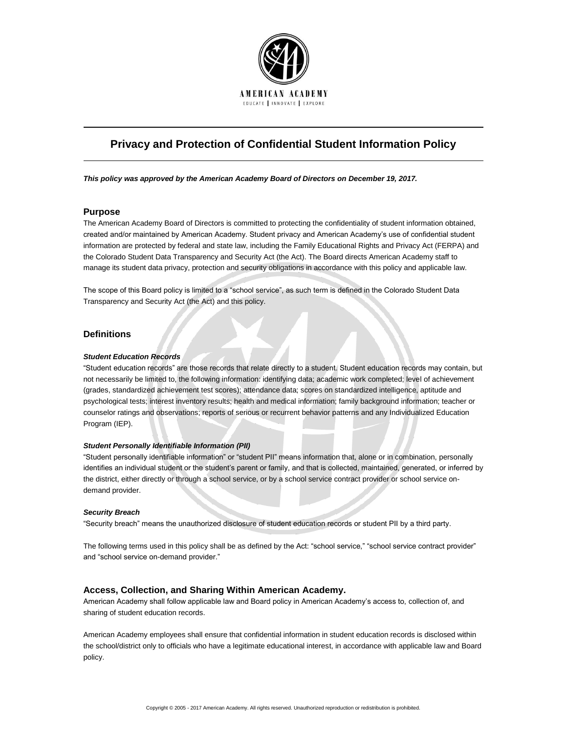AMERICAN ACADEMY

EDUCATE | INNOVATE | EXPLORE

# Privacy and Protection of Confidential Student Information Policy

***This policy was approved by the American Academy Board of Directors on December 19, 2017.***

## Purpose

The American Academy Board of Directors is committed to protecting the confidentiality of student information obtained, created and/or maintained by American Academy. Student privacy and American Academy's use of confidential student information are protected by federal and state law, including the Family Educational Rights and Privacy Act (FERPA) and the Colorado Student Data Transparency and Security Act (the Act). The Board directs American Academy staff to manage its student data privacy, protection and security obligations in accordance with this policy and applicable law.

The scope of this Board policy is limited to a "school service", as such term is defined in the Colorado Student Data Transparency and Security Act (the Act) and this policy.

## Definitions

#### *Student Education Records*

"Student education records" are those records that relate directly to a student. Student education records may contain, but not necessarily be limited to, the following information: identifying data; academic work completed; level of achievement (grades, standardized achievement test scores); attendance data; scores on standardized intelligence, aptitude and psychological tests; interest inventory results; health and medical information; family background information; teacher or counselor ratings and observations; reports of serious or recurrent behavior patterns and any Individualized Education Program (IEP).

#### *Student Personally Identifiable Information (PII)*

"Student personally identifiable information" or "student PII" means information that, alone or in combination, personally identifies an individual student or the student's parent or family, and that is collected, maintained, generated, or inferred by the district, either directly or through a school service, or by a school service contract provider or school service on-demand provider.

#### *Security Breach*

"Security breach" means the unauthorized disclosure of student education records or student PII by a third party.

The following terms used in this policy shall be as defined by the Act: "school service," "school service contract provider" and "school service on-demand provider."

## Access, Collection, and Sharing Within American Academy.

American Academy shall follow applicable law and Board policy in American Academy's access to, collection of, and sharing of student education records.

American Academy employees shall ensure that confidential information in student education records is disclosed within the school/district only to officials who have a legitimate educational interest, in accordance with applicable law and Board policy.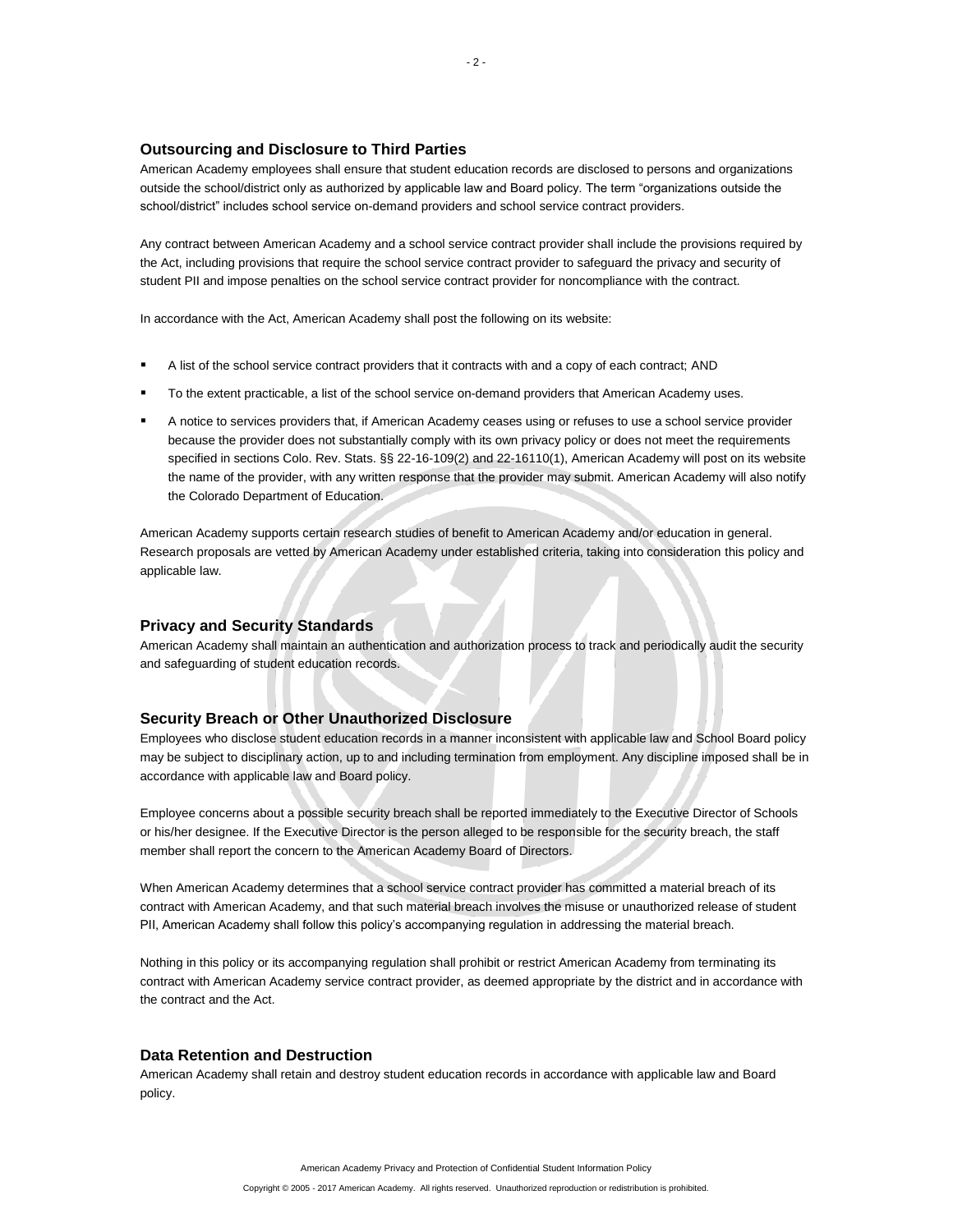### Outsourcing and Disclosure to Third Parties

American Academy employees shall ensure that student education records are disclosed to persons and organizations outside the school/district only as authorized by applicable law and Board policy. The term "organizations outside the school/district" includes school service on-demand providers and school service contract providers.

Any contract between American Academy and a school service contract provider shall include the provisions required by the Act, including provisions that require the school service contract provider to safeguard the privacy and security of student PII and impose penalties on the school service contract provider for noncompliance with the contract.

In accordance with the Act, American Academy shall post the following on its website:

- A list of the school service contract providers that it contracts with and a copy of each contract; AND
- To the extent practicable, a list of the school service on-demand providers that American Academy uses.
- A notice to services providers that, if American Academy ceases using or refuses to use a school service provider because the provider does not substantially comply with its own privacy policy or does not meet the requirements specified in sections Colo. Rev. Stats. §§ 22-16-109(2) and 22-16110(1), American Academy will post on its website the name of the provider, with any written response that the provider may submit. American Academy will also notify the Colorado Department of Education.

American Academy supports certain research studies of benefit to American Academy and/or education in general. Research proposals are vetted by American Academy under established criteria, taking into consideration this policy and applicable law.

### Privacy and Security Standards

American Academy shall maintain an authentication and authorization process to track and periodically audit the security and safeguarding of student education records.

### Security Breach or Other Unauthorized Disclosure

Employees who disclose student education records in a manner inconsistent with applicable law and School Board policy may be subject to disciplinary action, up to and including termination from employment. Any discipline imposed shall be in accordance with applicable law and Board policy.

Employee concerns about a possible security breach shall be reported immediately to the Executive Director of Schools or his/her designee. If the Executive Director is the person alleged to be responsible for the security breach, the staff member shall report the concern to the American Academy Board of Directors.

When American Academy determines that a school service contract provider has committed a material breach of its contract with American Academy, and that such material breach involves the misuse or unauthorized release of student PII, American Academy shall follow this policy's accompanying regulation in addressing the material breach.

Nothing in this policy or its accompanying regulation shall prohibit or restrict American Academy from terminating its contract with American Academy service contract provider, as deemed appropriate by the district and in accordance with the contract and the Act.

### Data Retention and Destruction

American Academy shall retain and destroy student education records in accordance with applicable law and Board policy.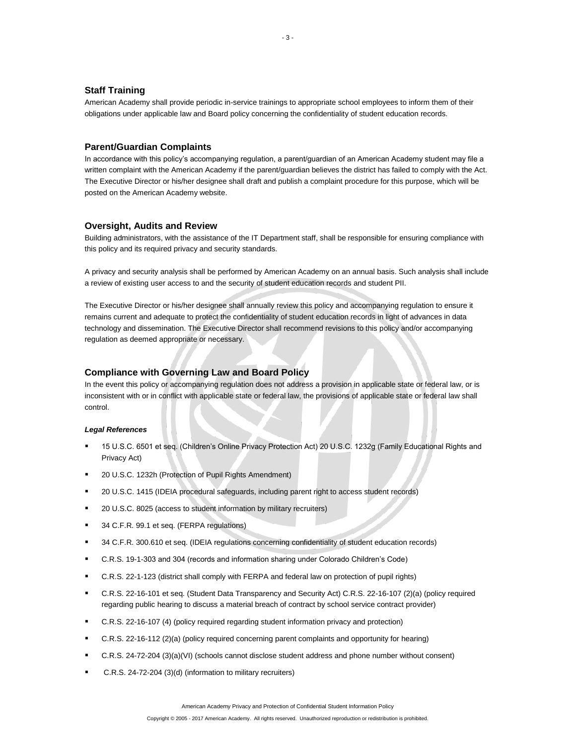## Staff Training

American Academy shall provide periodic in-service trainings to appropriate school employees to inform them of their obligations under applicable law and Board policy concerning the confidentiality of student education records.

## Parent/Guardian Complaints

In accordance with this policy's accompanying regulation, a parent/guardian of an American Academy student may file a written complaint with the American Academy if the parent/guardian believes the district has failed to comply with the Act. The Executive Director or his/her designee shall draft and publish a complaint procedure for this purpose, which will be posted on the American Academy website.

## Oversight, Audits and Review

Building administrators, with the assistance of the IT Department staff, shall be responsible for ensuring compliance with this policy and its required privacy and security standards.

A privacy and security analysis shall be performed by American Academy on an annual basis. Such analysis shall include a review of existing user access to and the security of student education records and student PII.

The Executive Director or his/her designee shall annually review this policy and accompanying regulation to ensure it remains current and adequate to protect the confidentiality of student education records in light of advances in data technology and dissemination. The Executive Director shall recommend revisions to this policy and/or accompanying regulation as deemed appropriate or necessary.

## Compliance with Governing Law and Board Policy

In the event this policy or accompanying regulation does not address a provision in applicable state or federal law, or is inconsistent with or in conflict with applicable state or federal law, the provisions of applicable state or federal law shall control.

***Legal References***

- 15 U.S.C. 6501 et seq. (Children's Online Privacy Protection Act) 20 U.S.C. 1232g (Family Educational Rights and Privacy Act)
- 20 U.S.C. 1232h (Protection of Pupil Rights Amendment)
- 20 U.S.C. 1415 (IDEIA procedural safeguards, including parent right to access student records)
- 20 U.S.C. 8025 (access to student information by military recruiters)
- 34 C.F.R. 99.1 et seq. (FERPA regulations)
- 34 C.F.R. 300.610 et seq. (IDEIA regulations concerning confidentiality of student education records)
- C.R.S. 19-1-303 and 304 (records and information sharing under Colorado Children's Code)
- C.R.S. 22-1-123 (district shall comply with FERPA and federal law on protection of pupil rights)
- C.R.S. 22-16-101 et seq. (Student Data Transparency and Security Act) C.R.S. 22-16-107 (2)(a) (policy required regarding public hearing to discuss a material breach of contract by school service contract provider)
- C.R.S. 22-16-107 (4) (policy required regarding student information privacy and protection)
- C.R.S. 22-16-112 (2)(a) (policy required concerning parent complaints and opportunity for hearing)
- C.R.S. 24-72-204 (3)(a)(VI) (schools cannot disclose student address and phone number without consent)
- C.R.S. 24-72-204 (3)(d) (information to military recruiters)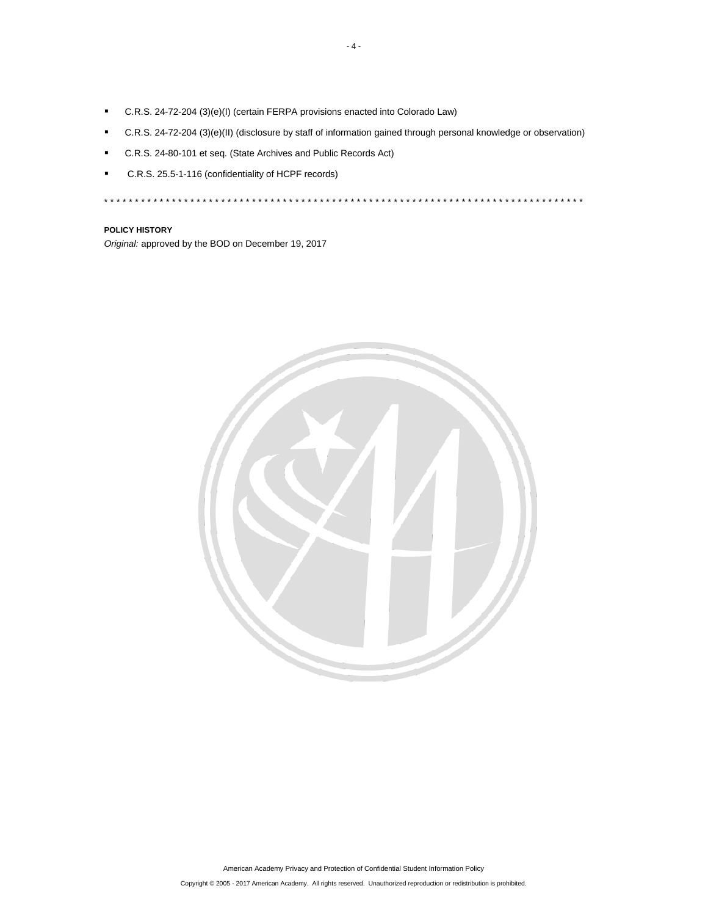- C.R.S. 24-72-204 (3)(e)(I) (certain FERPA provisions enacted into Colorado Law)
- C.R.S. 24-72-204 (3)(e)(II) (disclosure by staff of information gained through personal knowledge or observation)
- C.R.S. 24-80-101 et seq. (State Archives and Public Records Act)
- C.R.S. 25.5-1-116 (confidentiality of HCPF records)

* * * * * * * * * * * * * * * * * * * * * * * * * * * * * * * * * * * * * * * * * * * * * * * * * * * * * * * * * * * * * * * * * * * * * * * * * * * * * * * * * *

**POLICY HISTORY**

*Original:* approved by the BOD on December 19, 2017